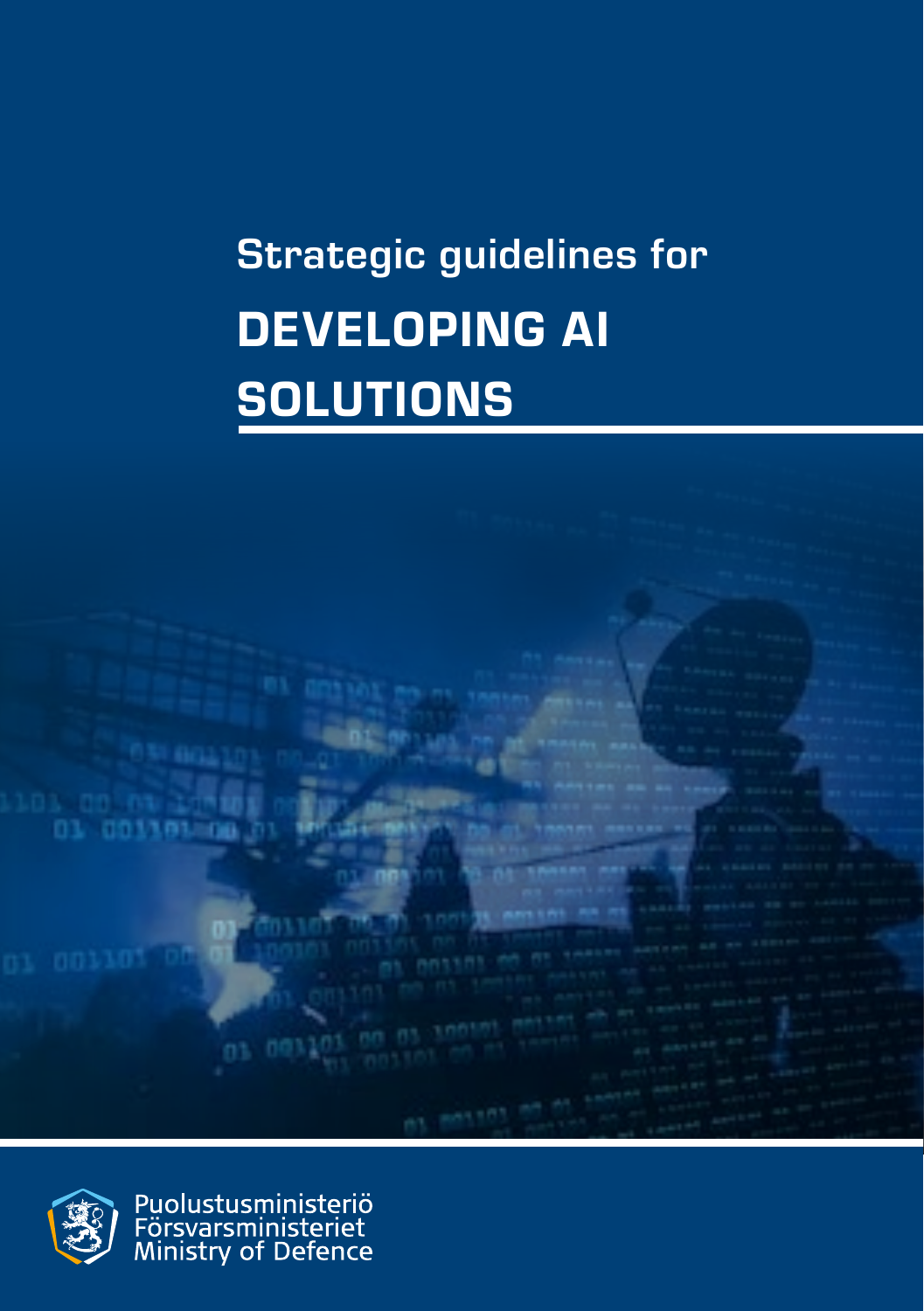# Strategic guidelines for
# DEVELOPING AI SOLUTIONS

Puolustusministeriö
Försvarsministeriet
Ministry of Defence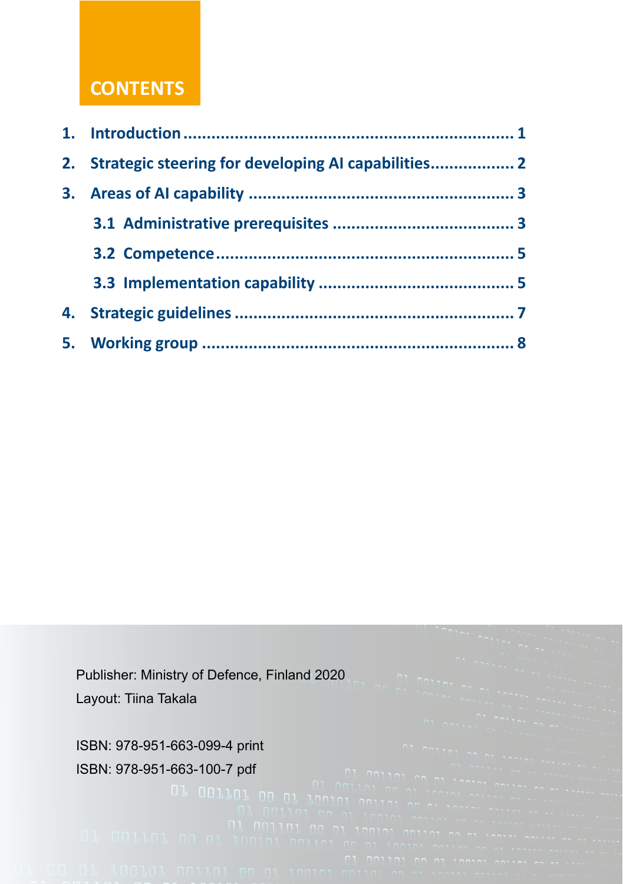# CONTENTS

1. Introduction ........................................................................ 1
2. Strategic steering for developing AI capabilities.................. 2
3. Areas of AI capability ......................................................... 3
   - 3.1 Administrative prerequisites ....................................... 3
   - 3.2 Competence ................................................................ 5
   - 3.3 Implementation capability .......................................... 5
4. Strategic guidelines ............................................................ 7
5. Working group .................................................................... 8

Publisher: Ministry of Defence, Finland 2020
Layout: Tiina Takala

ISBN: 978-951-663-099-4 print
ISBN: 978-951-663-100-7 pdf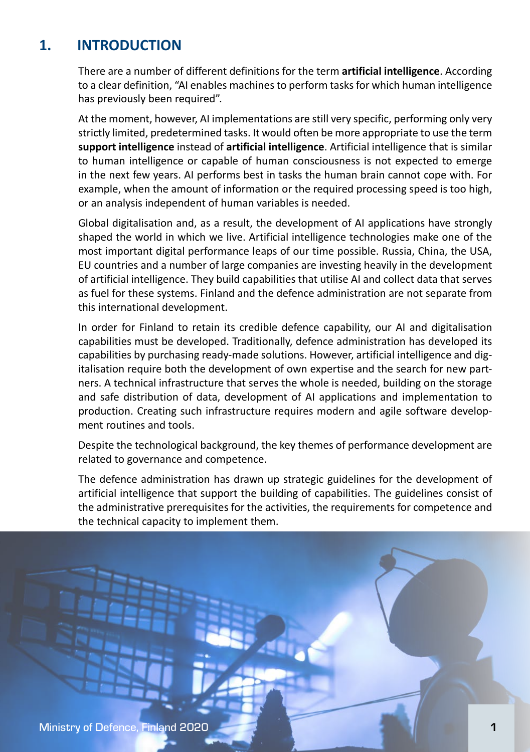## 1. INTRODUCTION

There are a number of different definitions for the term **artificial intelligence**. According to a clear definition, "AI enables machines to perform tasks for which human intelligence has previously been required".

At the moment, however, AI implementations are still very specific, performing only very strictly limited, predetermined tasks. It would often be more appropriate to use the term **support intelligence** instead of **artificial intelligence**. Artificial intelligence that is similar to human intelligence or capable of human consciousness is not expected to emerge in the next few years. AI performs best in tasks the human brain cannot cope with. For example, when the amount of information or the required processing speed is too high, or an analysis independent of human variables is needed.

Global digitalisation and, as a result, the development of AI applications have strongly shaped the world in which we live. Artificial intelligence technologies make one of the most important digital performance leaps of our time possible. Russia, China, the USA, EU countries and a number of large companies are investing heavily in the development of artificial intelligence. They build capabilities that utilise AI and collect data that serves as fuel for these systems. Finland and the defence administration are not separate from this international development.

In order for Finland to retain its credible defence capability, our AI and digitalisation capabilities must be developed. Traditionally, defence administration has developed its capabilities by purchasing ready-made solutions. However, artificial intelligence and digitalisation require both the development of own expertise and the search for new partners. A technical infrastructure that serves the whole is needed, building on the storage and safe distribution of data, development of AI applications and implementation to production. Creating such infrastructure requires modern and agile software development routines and tools.

Despite the technological background, the key themes of performance development are related to governance and competence.

The defence administration has drawn up strategic guidelines for the development of artificial intelligence that support the building of capabilities. The guidelines consist of the administrative prerequisites for the activities, the requirements for competence and the technical capacity to implement them.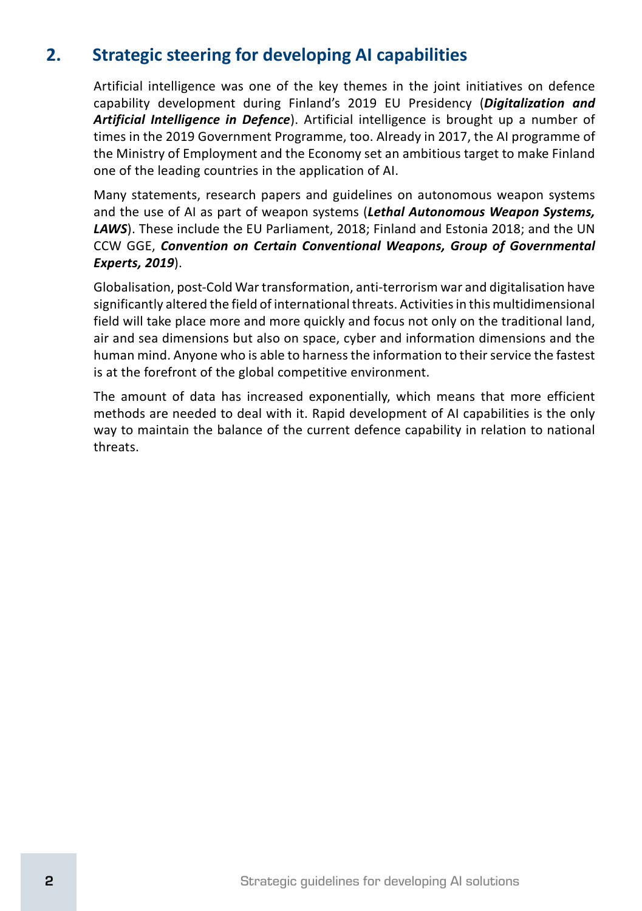## 2. Strategic steering for developing AI capabilities

Artificial intelligence was one of the key themes in the joint initiatives on defence capability development during Finland's 2019 EU Presidency (***Digitalization and Artificial Intelligence in Defence***). Artificial intelligence is brought up a number of times in the 2019 Government Programme, too. Already in 2017, the AI programme of the Ministry of Employment and the Economy set an ambitious target to make Finland one of the leading countries in the application of AI.

Many statements, research papers and guidelines on autonomous weapon systems and the use of AI as part of weapon systems (***Lethal Autonomous Weapon Systems, LAWS***). These include the EU Parliament, 2018; Finland and Estonia 2018; and the UN CCW GGE, ***Convention on Certain Conventional Weapons, Group of Governmental Experts, 2019***).

Globalisation, post-Cold War transformation, anti-terrorism war and digitalisation have significantly altered the field of international threats. Activities in this multidimensional field will take place more and more quickly and focus not only on the traditional land, air and sea dimensions but also on space, cyber and information dimensions and the human mind. Anyone who is able to harness the information to their service the fastest is at the forefront of the global competitive environment.

The amount of data has increased exponentially, which means that more efficient methods are needed to deal with it. Rapid development of AI capabilities is the only way to maintain the balance of the current defence capability in relation to national threats.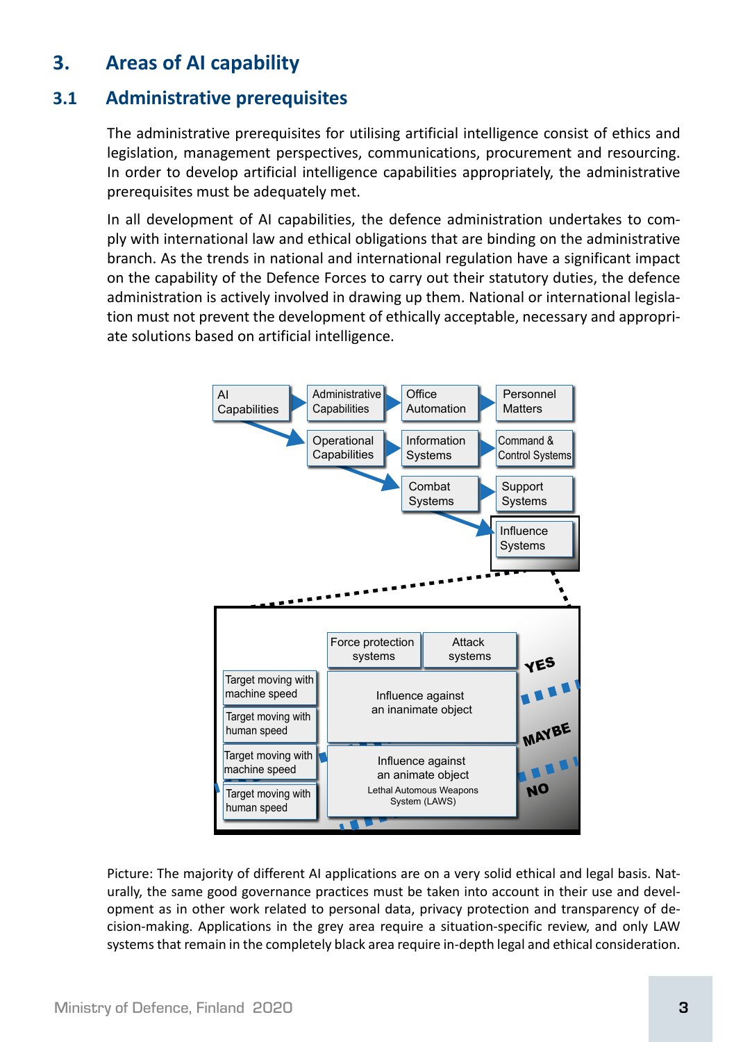## 3. Areas of AI capability

### 3.1 Administrative prerequisites

The administrative prerequisites for utilising artificial intelligence consist of ethics and legislation, management perspectives, communications, procurement and resourcing. In order to develop artificial intelligence capabilities appropriately, the administrative prerequisites must be adequately met.

In all development of AI capabilities, the defence administration undertakes to comply with international law and ethical obligations that are binding on the administrative branch. As the trends in national and international regulation have a significant impact on the capability of the Defence Forces to carry out their statutory duties, the defence administration is actively involved in drawing up them. National or international legislation must not prevent the development of ethically acceptable, necessary and appropriate solutions based on artificial intelligence.

AI Capabilities → Administrative Capabilities → Office Automation → Personnel Matters

AI Capabilities → Operational Capabilities → Information Systems → Command & Control Systems

Operational Capabilities → Combat Systems → Support Systems

Combat Systems → Influence Systems

Influence Systems:

| | Force protection systems | Attack systems | |
|---|---|---|---|
| Target moving with machine speed | Influence against an inanimate object | | YES |
| Target moving with human speed | | | MAYBE |
| Target moving with machine speed | Influence against an animate object<br>Lethal Automous Weapons System (LAWS) | | |
| Target moving with human speed | | | NO |

Picture: The majority of different AI applications are on a very solid ethical and legal basis. Naturally, the same good governance practices must be taken into account in their use and development as in other work related to personal data, privacy protection and transparency of decision-making. Applications in the grey area require a situation-specific review, and only LAW systems that remain in the completely black area require in-depth legal and ethical consideration.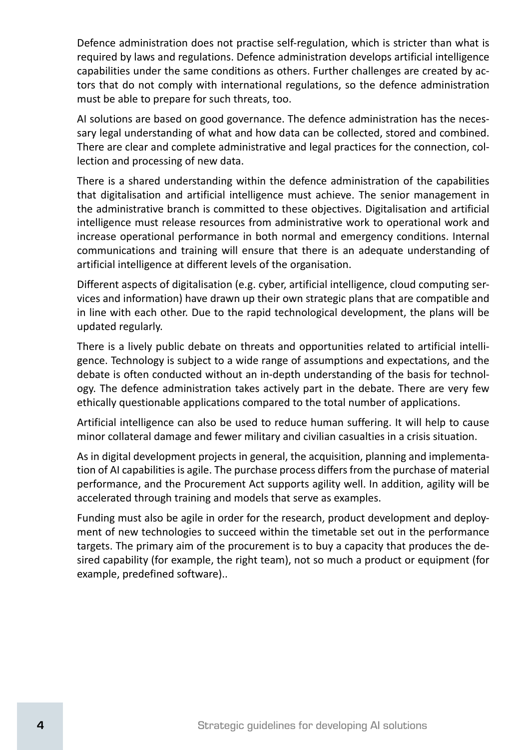Defence administration does not practise self-regulation, which is stricter than what is required by laws and regulations. Defence administration develops artificial intelligence capabilities under the same conditions as others. Further challenges are created by actors that do not comply with international regulations, so the defence administration must be able to prepare for such threats, too.

AI solutions are based on good governance. The defence administration has the necessary legal understanding of what and how data can be collected, stored and combined. There are clear and complete administrative and legal practices for the connection, collection and processing of new data.

There is a shared understanding within the defence administration of the capabilities that digitalisation and artificial intelligence must achieve. The senior management in the administrative branch is committed to these objectives. Digitalisation and artificial intelligence must release resources from administrative work to operational work and increase operational performance in both normal and emergency conditions. Internal communications and training will ensure that there is an adequate understanding of artificial intelligence at different levels of the organisation.

Different aspects of digitalisation (e.g. cyber, artificial intelligence, cloud computing services and information) have drawn up their own strategic plans that are compatible and in line with each other. Due to the rapid technological development, the plans will be updated regularly.

There is a lively public debate on threats and opportunities related to artificial intelligence. Technology is subject to a wide range of assumptions and expectations, and the debate is often conducted without an in-depth understanding of the basis for technology. The defence administration takes actively part in the debate. There are very few ethically questionable applications compared to the total number of applications.

Artificial intelligence can also be used to reduce human suffering. It will help to cause minor collateral damage and fewer military and civilian casualties in a crisis situation.

As in digital development projects in general, the acquisition, planning and implementation of AI capabilities is agile. The purchase process differs from the purchase of material performance, and the Procurement Act supports agility well. In addition, agility will be accelerated through training and models that serve as examples.

Funding must also be agile in order for the research, product development and deployment of new technologies to succeed within the timetable set out in the performance targets. The primary aim of the procurement is to buy a capacity that produces the desired capability (for example, the right team), not so much a product or equipment (for example, predefined software)..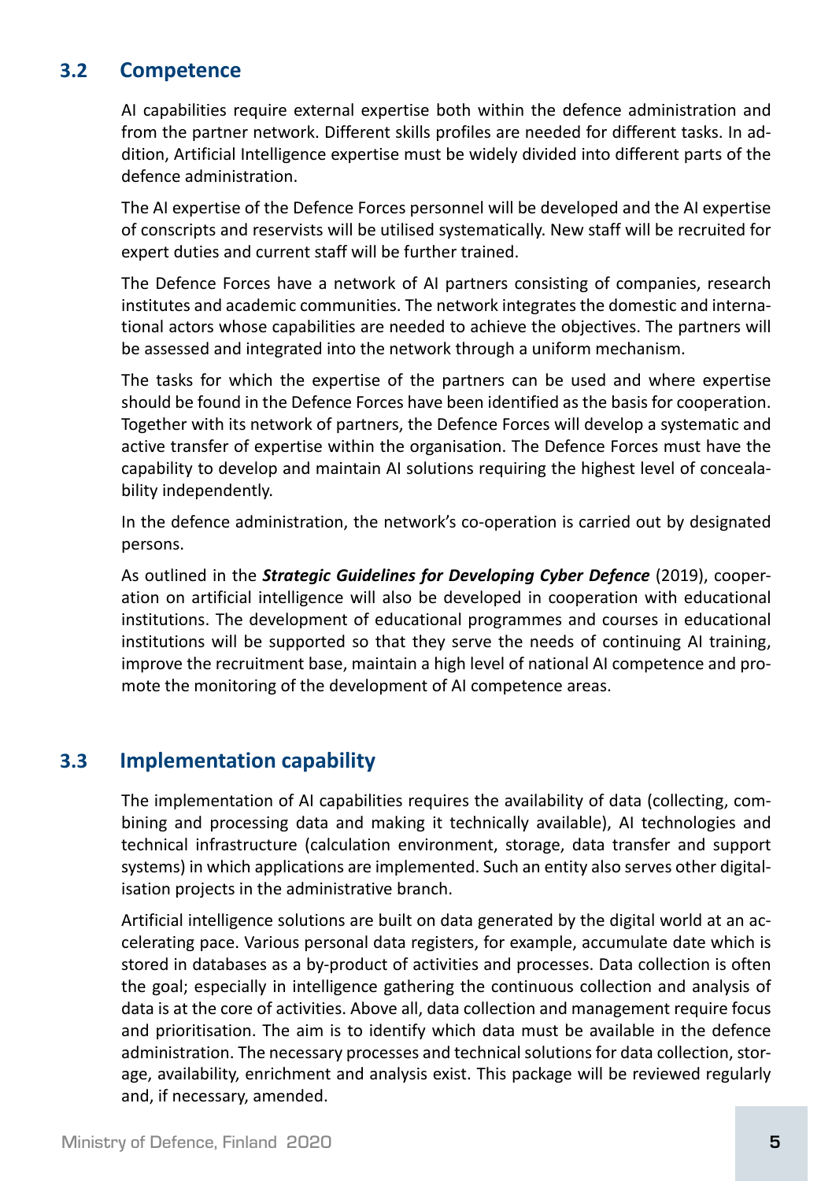## 3.2 Competence

AI capabilities require external expertise both within the defence administration and from the partner network. Different skills profiles are needed for different tasks. In addition, Artificial Intelligence expertise must be widely divided into different parts of the defence administration.

The AI expertise of the Defence Forces personnel will be developed and the AI expertise of conscripts and reservists will be utilised systematically. New staff will be recruited for expert duties and current staff will be further trained.

The Defence Forces have a network of AI partners consisting of companies, research institutes and academic communities. The network integrates the domestic and international actors whose capabilities are needed to achieve the objectives. The partners will be assessed and integrated into the network through a uniform mechanism.

The tasks for which the expertise of the partners can be used and where expertise should be found in the Defence Forces have been identified as the basis for cooperation. Together with its network of partners, the Defence Forces will develop a systematic and active transfer of expertise within the organisation. The Defence Forces must have the capability to develop and maintain AI solutions requiring the highest level of concealability independently.

In the defence administration, the network's co-operation is carried out by designated persons.

As outlined in the ***Strategic Guidelines for Developing Cyber Defence*** (2019), cooperation on artificial intelligence will also be developed in cooperation with educational institutions. The development of educational programmes and courses in educational institutions will be supported so that they serve the needs of continuing AI training, improve the recruitment base, maintain a high level of national AI competence and promote the monitoring of the development of AI competence areas.

## 3.3 Implementation capability

The implementation of AI capabilities requires the availability of data (collecting, combining and processing data and making it technically available), AI technologies and technical infrastructure (calculation environment, storage, data transfer and support systems) in which applications are implemented. Such an entity also serves other digitalisation projects in the administrative branch.

Artificial intelligence solutions are built on data generated by the digital world at an accelerating pace. Various personal data registers, for example, accumulate date which is stored in databases as a by-product of activities and processes. Data collection is often the goal; especially in intelligence gathering the continuous collection and analysis of data is at the core of activities. Above all, data collection and management require focus and prioritisation. The aim is to identify which data must be available in the defence administration. The necessary processes and technical solutions for data collection, storage, availability, enrichment and analysis exist. This package will be reviewed regularly and, if necessary, amended.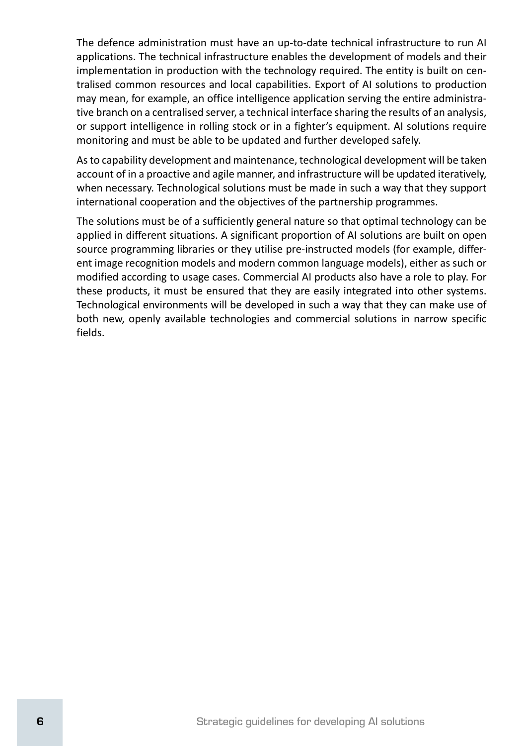The defence administration must have an up-to-date technical infrastructure to run AI applications. The technical infrastructure enables the development of models and their implementation in production with the technology required. The entity is built on centralised common resources and local capabilities. Export of AI solutions to production may mean, for example, an office intelligence application serving the entire administrative branch on a centralised server, a technical interface sharing the results of an analysis, or support intelligence in rolling stock or in a fighter's equipment. AI solutions require monitoring and must be able to be updated and further developed safely.

As to capability development and maintenance, technological development will be taken account of in a proactive and agile manner, and infrastructure will be updated iteratively, when necessary. Technological solutions must be made in such a way that they support international cooperation and the objectives of the partnership programmes.

The solutions must be of a sufficiently general nature so that optimal technology can be applied in different situations. A significant proportion of AI solutions are built on open source programming libraries or they utilise pre-instructed models (for example, different image recognition models and modern common language models), either as such or modified according to usage cases. Commercial AI products also have a role to play. For these products, it must be ensured that they are easily integrated into other systems. Technological environments will be developed in such a way that they can make use of both new, openly available technologies and commercial solutions in narrow specific fields.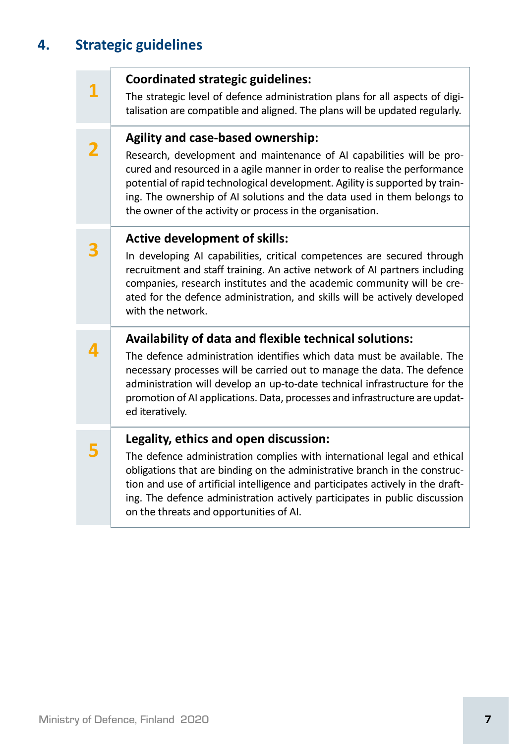## 4. Strategic guidelines

**1**

**Coordinated strategic guidelines:**

The strategic level of defence administration plans for all aspects of digitalisation are compatible and aligned. The plans will be updated regularly.

**2**

**Agility and case-based ownership:**

Research, development and maintenance of AI capabilities will be procured and resourced in a agile manner in order to realise the performance potential of rapid technological development. Agility is supported by training. The ownership of AI solutions and the data used in them belongs to the owner of the activity or process in the organisation.

**3**

**Active development of skills:**

In developing AI capabilities, critical competences are secured through recruitment and staff training. An active network of AI partners including companies, research institutes and the academic community will be created for the defence administration, and skills will be actively developed with the network.

**4**

**Availability of data and flexible technical solutions:**

The defence administration identifies which data must be available. The necessary processes will be carried out to manage the data. The defence administration will develop an up-to-date technical infrastructure for the promotion of AI applications. Data, processes and infrastructure are updated iteratively.

**5**

**Legality, ethics and open discussion:**

The defence administration complies with international legal and ethical obligations that are binding on the administrative branch in the construction and use of artificial intelligence and participates actively in the drafting. The defence administration actively participates in public discussion on the threats and opportunities of AI.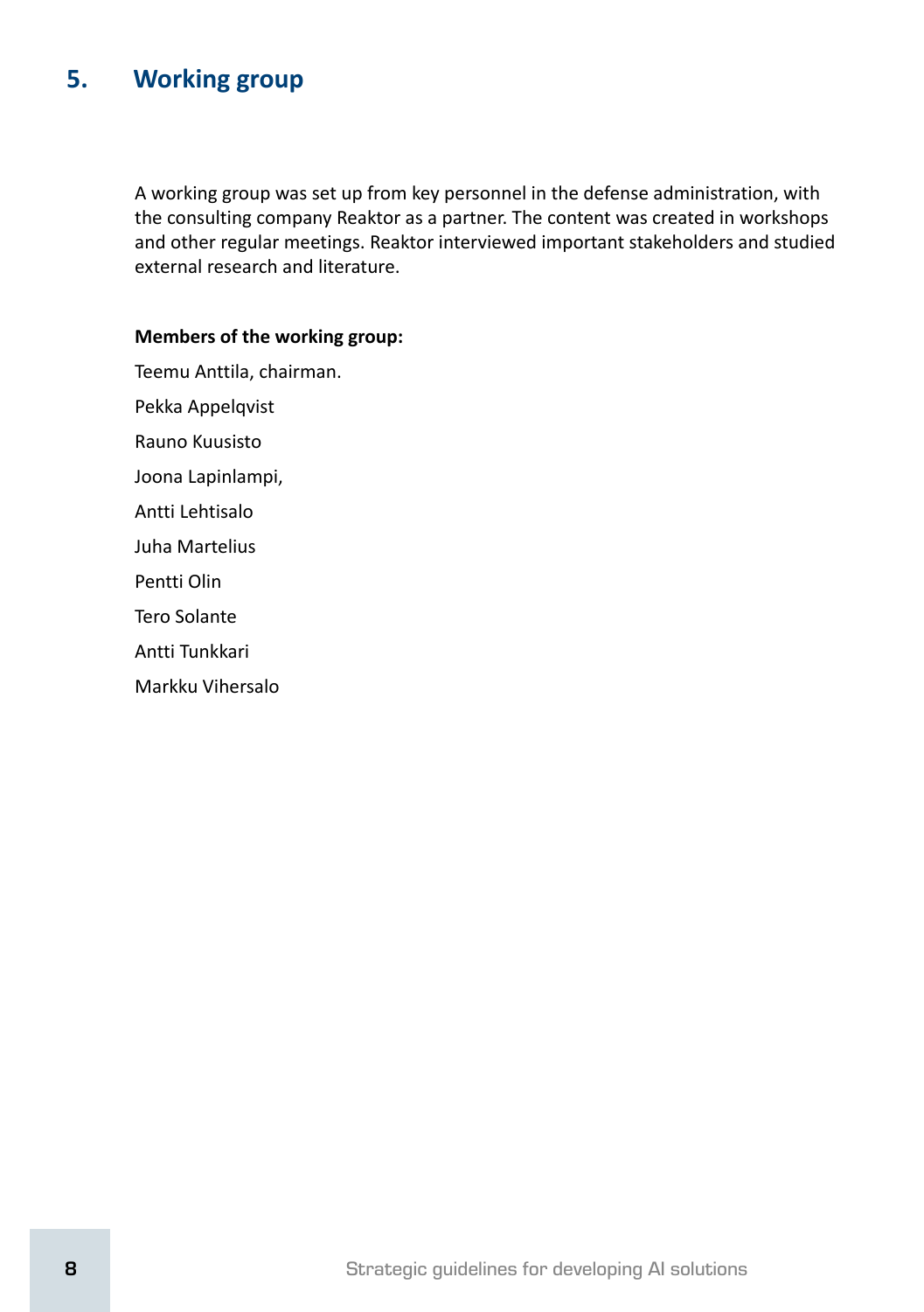## 5. Working group

A working group was set up from key personnel in the defense administration, with the consulting company Reaktor as a partner. The content was created in workshops and other regular meetings. Reaktor interviewed important stakeholders and studied external research and literature.

**Members of the working group:**

Teemu Anttila, chairman.

Pekka Appelqvist

Rauno Kuusisto

Joona Lapinlampi,

Antti Lehtisalo

Juha Martelius

Pentti Olin

Tero Solante

Antti Tunkkari

Markku Vihersalo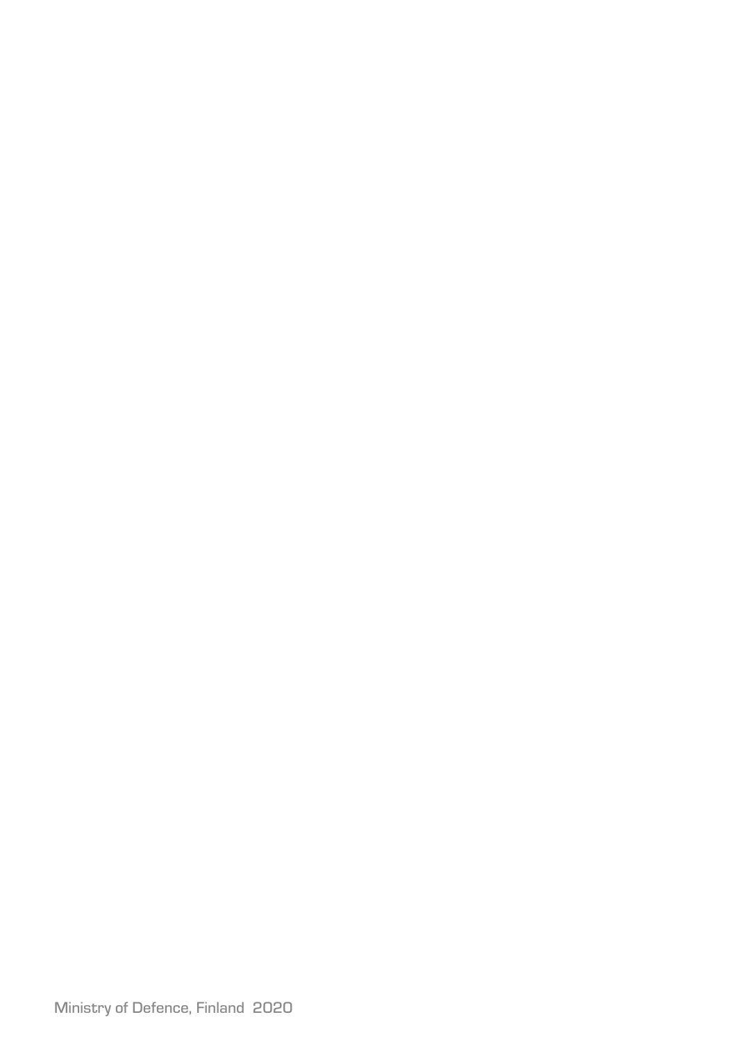Ministry of Defence, Finland 2020